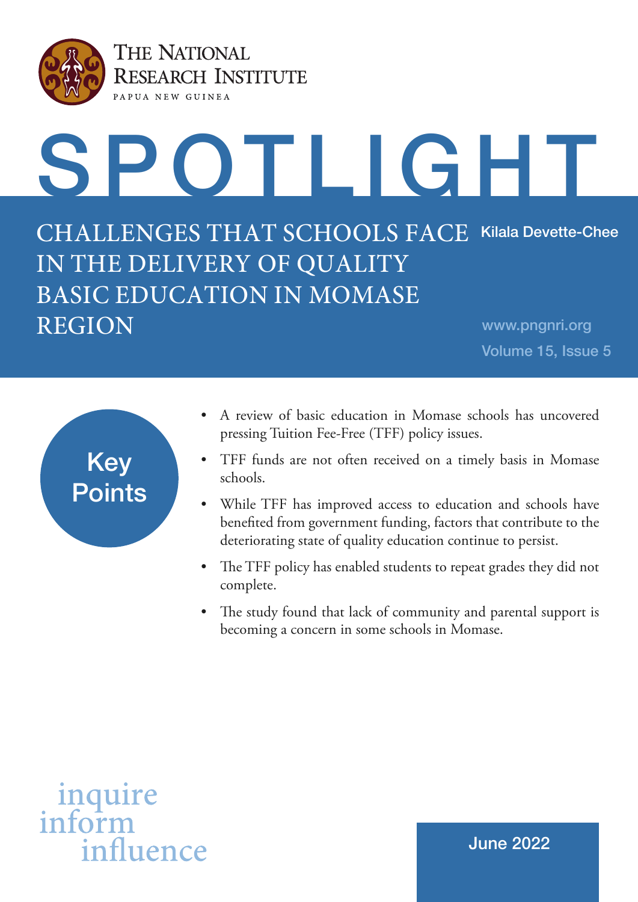THE NATIONAL RESEARCH INSTITUTE

PAPUA NEW GUINEA

# SPOTLIGHT

## CHALLENGES THAT SCHOOLS FACE IN THE DELIVERY OF QUALITY BASIC EDUCATION IN MOMASE REGION

Kilala Devette-Chee

www.pngnri.org

Volume 15, Issue 5

### Key Points

- A review of basic education in Momase schools has uncovered pressing Tuition Fee-Free (TFF) policy issues.
- TFF funds are not often received on a timely basis in Momase schools.
- While TFF has improved access to education and schools have benefited from government funding, factors that contribute to the deteriorating state of quality education continue to persist.
- The TFF policy has enabled students to repeat grades they did not complete.
- The study found that lack of community and parental support is becoming a concern in some schools in Momase.

inquire
inform
influence

June 2022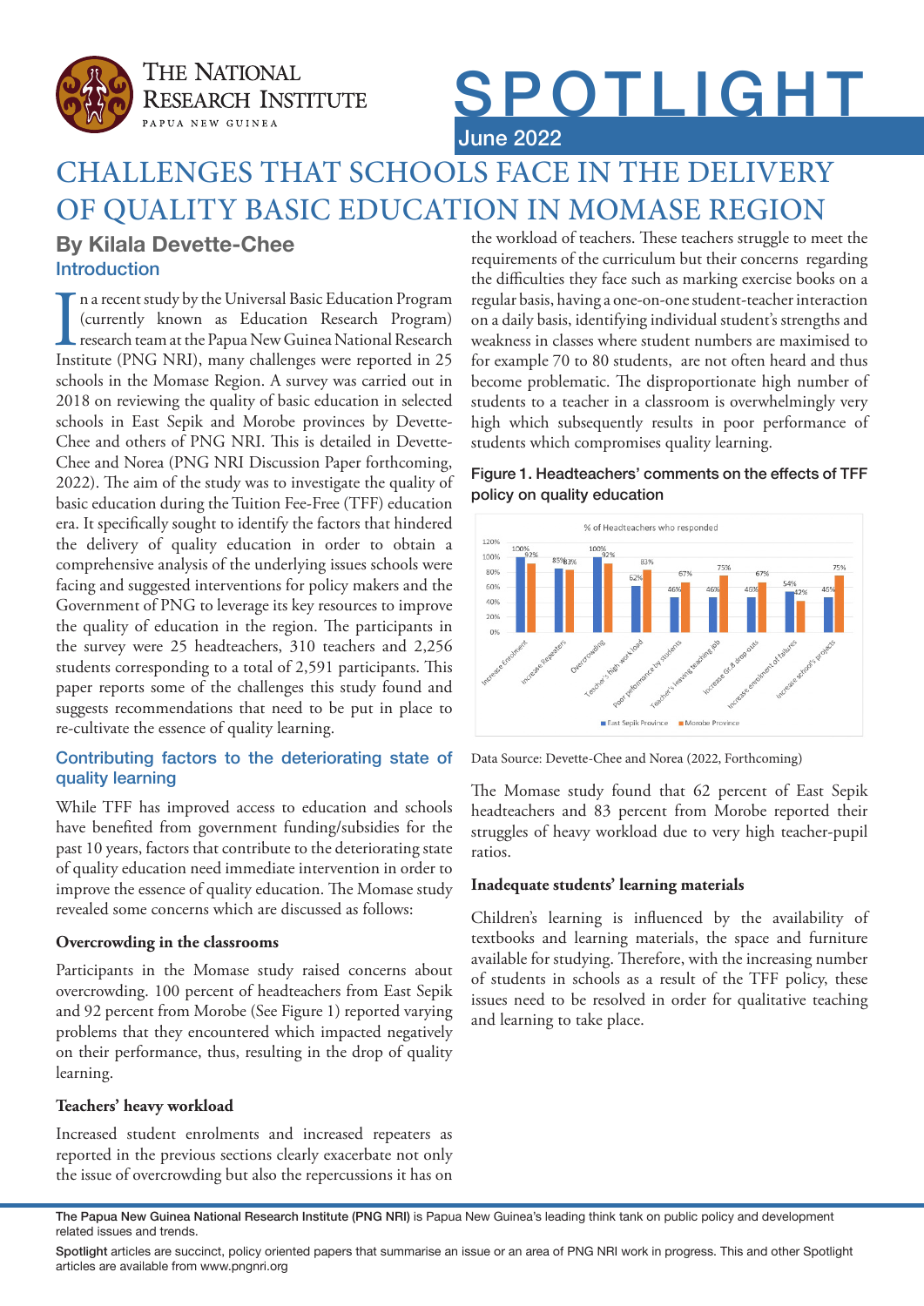# CHALLENGES THAT SCHOOLS FACE IN THE DELIVERY OF QUALITY BASIC EDUCATION IN MOMASE REGION

## By Kilala Devette-Chee

### Introduction

In a recent study by the Universal Basic Education Program (currently known as Education Research Program) research team at the Papua New Guinea National Research Institute (PNG NRI), many challenges were reported in 25 schools in the Momase Region. A survey was carried out in 2018 on reviewing the quality of basic education in selected schools in East Sepik and Morobe provinces by Devette-Chee and others of PNG NRI. This is detailed in Devette-Chee and Norea (PNG NRI Discussion Paper forthcoming, 2022). The aim of the study was to investigate the quality of basic education during the Tuition Fee-Free (TFF) education era. It specifically sought to identify the factors that hindered the delivery of quality education in order to obtain a comprehensive analysis of the underlying issues schools were facing and suggested interventions for policy makers and the Government of PNG to leverage its key resources to improve the quality of education in the region. The participants in the survey were 25 headteachers, 310 teachers and 2,256 students corresponding to a total of 2,591 participants. This paper reports some of the challenges this study found and suggests recommendations that need to be put in place to re-cultivate the essence of quality learning.

### Contributing factors to the deteriorating state of quality learning

While TFF has improved access to education and schools have benefited from government funding/subsidies for the past 10 years, factors that contribute to the deteriorating state of quality education need immediate intervention in order to improve the essence of quality education. The Momase study revealed some concerns which are discussed as follows:

**Overcrowding in the classrooms**

Participants in the Momase study raised concerns about overcrowding. 100 percent of headteachers from East Sepik and 92 percent from Morobe (See Figure 1) reported varying problems that they encountered which impacted negatively on their performance, thus, resulting in the drop of quality learning.

**Teachers' heavy workload**

Increased student enrolments and increased repeaters as reported in the previous sections clearly exacerbate not only the issue of overcrowding but also the repercussions it has on the workload of teachers. These teachers struggle to meet the requirements of the curriculum but their concerns regarding the difficulties they face such as marking exercise books on a regular basis, having a one-on-one student-teacher interaction on a daily basis, identifying individual student's strengths and weakness in classes where student numbers are maximised to for example 70 to 80 students, are not often heard and thus become problematic. The disproportionate high number of students to a teacher in a classroom is overwhelmingly very high which subsequently results in poor performance of students which compromises quality learning.

**Figure 1. Headteachers' comments on the effects of TFF policy on quality education**

% of Headteachers who responded

| | East Sepik Province | Morobe Province |
|---|---|---|
| Increase Enrolment | 100% | 92% |
| Increase Repeaters | 83% | 83% |
| Overcrowding | 100% | 92% |
| Teacher's high work load | 62% | 83% |
| Poor performance by students | 46% | 67% |
| Teacher's leaving teaching job | 46% | 75% |
| Increase Gr 8 drop-outs | 46% | 67% |
| Increase enrolment of failures | 54% | 42% |
| Increase school's projects | 46% | 75% |

Data Source: Devette-Chee and Norea (2022, Forthcoming)

The Momase study found that 62 percent of East Sepik headteachers and 83 percent from Morobe reported their struggles of heavy workload due to very high teacher-pupil ratios.

**Inadequate students' learning materials**

Children's learning is influenced by the availability of textbooks and learning materials, the space and furniture available for studying. Therefore, with the increasing number of students in schools as a result of the TFF policy, these issues need to be resolved in order for qualitative teaching and learning to take place.

**The Papua New Guinea National Research Institute (PNG NRI)** is Papua New Guinea's leading think tank on public policy and development related issues and trends.

**Spotlight** articles are succinct, policy oriented papers that summarise an issue or an area of PNG NRI work in progress. This and other Spotlight articles are available from www.pngnri.org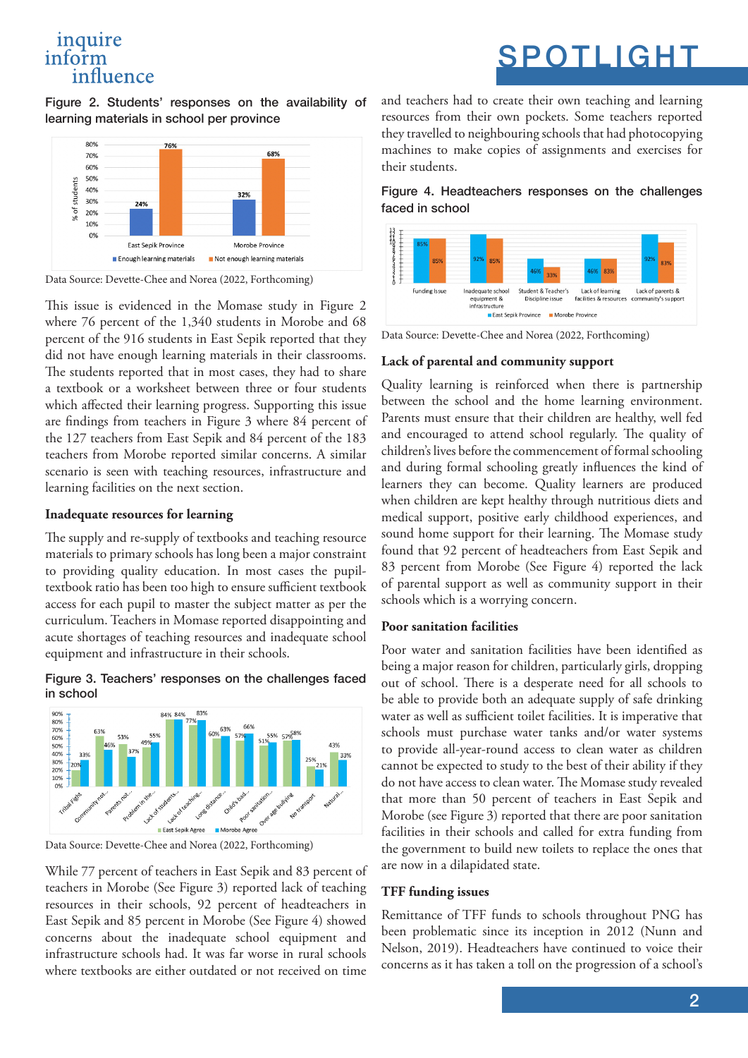**Figure 2. Students' responses on the availability of learning materials in school per province**

Data Source: Devette-Chee and Norea (2022, Forthcoming)

This issue is evidenced in the Momase study in Figure 2 where 76 percent of the 1,340 students in Morobe and 68 percent of the 916 students in East Sepik reported that they did not have enough learning materials in their classrooms. The students reported that in most cases, they had to share a textbook or a worksheet between three or four students which affected their learning progress. Supporting this issue are findings from teachers in Figure 3 where 84 percent of the 127 teachers from East Sepik and 84 percent of the 183 teachers from Morobe reported similar concerns. A similar scenario is seen with teaching resources, infrastructure and learning facilities on the next section.

### Inadequate resources for learning

The supply and re-supply of textbooks and teaching resource materials to primary schools has long been a major constraint to providing quality education. In most cases the pupil-textbook ratio has been too high to ensure sufficient textbook access for each pupil to master the subject matter as per the curriculum. Teachers in Momase reported disappointing and acute shortages of teaching resources and inadequate school equipment and infrastructure in their schools.

**Figure 3. Teachers' responses on the challenges faced in school**

Data Source: Devette-Chee and Norea (2022, Forthcoming)

While 77 percent of teachers in East Sepik and 83 percent of teachers in Morobe (See Figure 3) reported lack of teaching resources in their schools, 92 percent of headteachers in East Sepik and 85 percent in Morobe (See Figure 4) showed concerns about the inadequate school equipment and infrastructure schools had. It was far worse in rural schools where textbooks are either outdated or not received on time and teachers had to create their own teaching and learning resources from their own pockets. Some teachers reported they travelled to neighbouring schools that had photocopying machines to make copies of assignments and exercises for their students.

**Figure 4. Headteachers responses on the challenges faced in school**

Data Source: Devette-Chee and Norea (2022, Forthcoming)

### Lack of parental and community support

Quality learning is reinforced when there is partnership between the school and the home learning environment. Parents must ensure that their children are healthy, well fed and encouraged to attend school regularly. The quality of children's lives before the commencement of formal schooling and during formal schooling greatly influences the kind of learners they can become. Quality learners are produced when children are kept healthy through nutritious diets and medical support, positive early childhood experiences, and sound home support for their learning. The Momase study found that 92 percent of headteachers from East Sepik and 83 percent from Morobe (See Figure 4) reported the lack of parental support as well as community support in their schools which is a worrying concern.

### Poor sanitation facilities

Poor water and sanitation facilities have been identified as being a major reason for children, particularly girls, dropping out of school. There is a desperate need for all schools to be able to provide both an adequate supply of safe drinking water as well as sufficient toilet facilities. It is imperative that schools must purchase water tanks and/or water systems to provide all-year-round access to clean water as children cannot be expected to study to the best of their ability if they do not have access to clean water. The Momase study revealed that more than 50 percent of teachers in East Sepik and Morobe (see Figure 3) reported that there are poor sanitation facilities in their schools and called for extra funding from the government to build new toilets to replace the ones that are now in a dilapidated state.

### TFF funding issues

Remittance of TFF funds to schools throughout PNG has been problematic since its inception in 2012 (Nunn and Nelson, 2019). Headteachers have continued to voice their concerns as it has taken a toll on the progression of a school's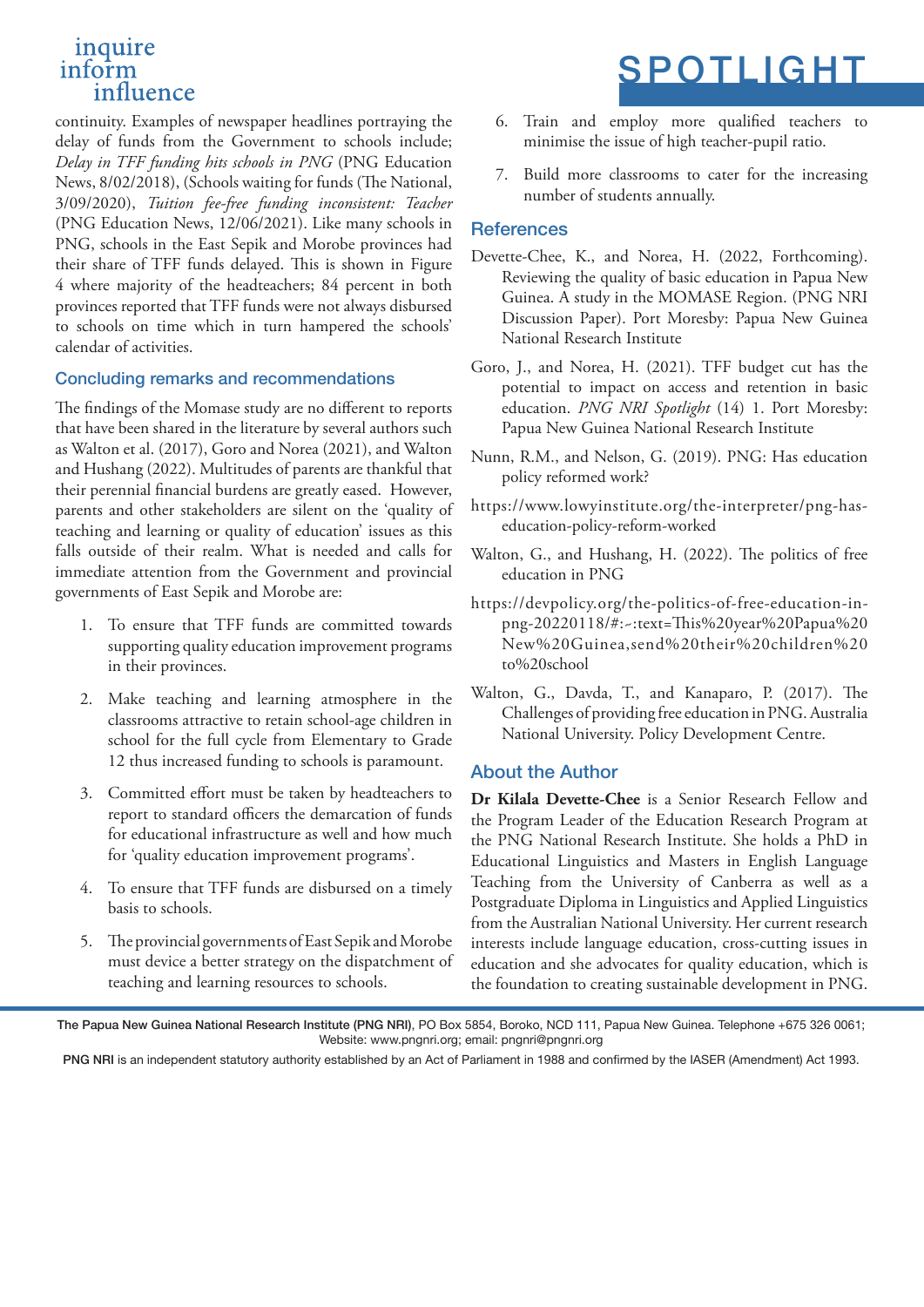continuity. Examples of newspaper headlines portraying the delay of funds from the Government to schools include; *Delay in TFF funding hits schools in PNG* (PNG Education News, 8/02/2018), (Schools waiting for funds (The National, 3/09/2020), *Tuition fee-free funding inconsistent: Teacher* (PNG Education News, 12/06/2021). Like many schools in PNG, schools in the East Sepik and Morobe provinces had their share of TFF funds delayed. This is shown in Figure 4 where majority of the headteachers; 84 percent in both provinces reported that TFF funds were not always disbursed to schools on time which in turn hampered the schools' calendar of activities.

## Concluding remarks and recommendations

The findings of the Momase study are no different to reports that have been shared in the literature by several authors such as Walton et al. (2017), Goro and Norea (2021), and Walton and Hushang (2022). Multitudes of parents are thankful that their perennial financial burdens are greatly eased. However, parents and other stakeholders are silent on the 'quality of teaching and learning or quality of education' issues as this falls outside of their realm. What is needed and calls for immediate attention from the Government and provincial governments of East Sepik and Morobe are:

1. To ensure that TFF funds are committed towards supporting quality education improvement programs in their provinces.
2. Make teaching and learning atmosphere in the classrooms attractive to retain school-age children in school for the full cycle from Elementary to Grade 12 thus increased funding to schools is paramount.
3. Committed effort must be taken by headteachers to report to standard officers the demarcation of funds for educational infrastructure as well and how much for 'quality education improvement programs'.
4. To ensure that TFF funds are disbursed on a timely basis to schools.
5. The provincial governments of East Sepik and Morobe must device a better strategy on the dispatchment of teaching and learning resources to schools.
6. Train and employ more qualified teachers to minimise the issue of high teacher-pupil ratio.
7. Build more classrooms to cater for the increasing number of students annually.

## References

Devette-Chee, K., and Norea, H. (2022, Forthcoming). Reviewing the quality of basic education in Papua New Guinea. A study in the MOMASE Region. (PNG NRI Discussion Paper). Port Moresby: Papua New Guinea National Research Institute

Goro, J., and Norea, H. (2021). TFF budget cut has the potential to impact on access and retention in basic education. *PNG NRI Spotlight* (14) 1. Port Moresby: Papua New Guinea National Research Institute

Nunn, R.M., and Nelson, G. (2019). PNG: Has education policy reformed work?

https://www.lowyinstitute.org/the-interpreter/png-has-education-policy-reform-worked

Walton, G., and Hushang, H. (2022). The politics of free education in PNG

https://devpolicy.org/the-politics-of-free-education-in-png-20220118/#:~:text=This%20year%20Papua%20New%20Guinea,send%20their%20children%20to%20school

Walton, G., Davda, T., and Kanaparo, P. (2017). The Challenges of providing free education in PNG. Australia National University. Policy Development Centre.

## About the Author

**Dr Kilala Devette-Chee** is a Senior Research Fellow and the Program Leader of the Education Research Program at the PNG National Research Institute. She holds a PhD in Educational Linguistics and Masters in English Language Teaching from the University of Canberra as well as a Postgraduate Diploma in Linguistics and Applied Linguistics from the Australian National University. Her current research interests include language education, cross-cutting issues in education and she advocates for quality education, which is the foundation to creating sustainable development in PNG.

**The Papua New Guinea National Research Institute (PNG NRI)**, PO Box 5854, Boroko, NCD 111, Papua New Guinea. Telephone +675 326 0061; Website: www.pngnri.org; email: pngnri@pngnri.org

**PNG NRI** is an independent statutory authority established by an Act of Parliament in 1988 and confirmed by the IASER (Amendment) Act 1993.